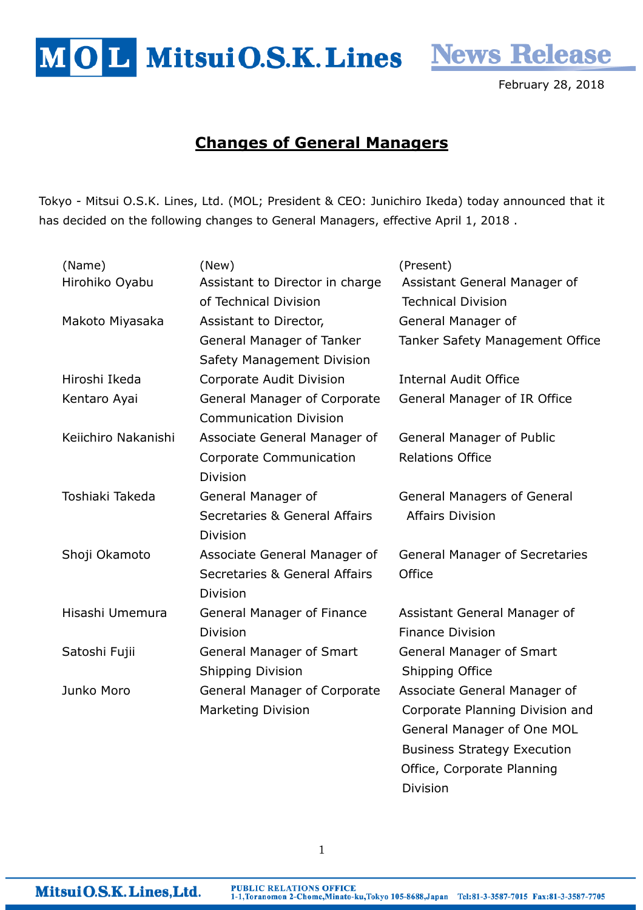February 28, 2018

# Changes of General Managers

Tokyo - Mitsui O.S.K. Lines, Ltd. (MOL; President & CEO: Junichiro Ikeda) today announced that it has decided on the following changes to General Managers, effective April 1, 2018 .

| (Name) | (New) | (Present) |
|---|---|---|
| Hirohiko Oyabu | Assistant to Director in charge of Technical Division | Assistant General Manager of Technical Division |
| Makoto Miyasaka | Assistant to Director, General Manager of Tanker Safety Management Division | General Manager of Tanker Safety Management Office |
| Hiroshi Ikeda | Corporate Audit Division | Internal Audit Office |
| Kentaro Ayai | General Manager of Corporate Communication Division | General Manager of IR Office |
| Keiichiro Nakanishi | Associate General Manager of Corporate Communication Division | General Manager of Public Relations Office |
| Toshiaki Takeda | General Manager of Secretaries & General Affairs Division | General Managers of General Affairs Division |
| Shoji Okamoto | Associate General Manager of Secretaries & General Affairs Division | General Manager of Secretaries Office |
| Hisashi Umemura | General Manager of Finance Division | Assistant General Manager of Finance Division |
| Satoshi Fujii | General Manager of Smart Shipping Division | General Manager of Smart Shipping Office |
| Junko Moro | General Manager of Corporate Marketing Division | Associate General Manager of Corporate Planning Division and General Manager of One MOL Business Strategy Execution Office, Corporate Planning Division |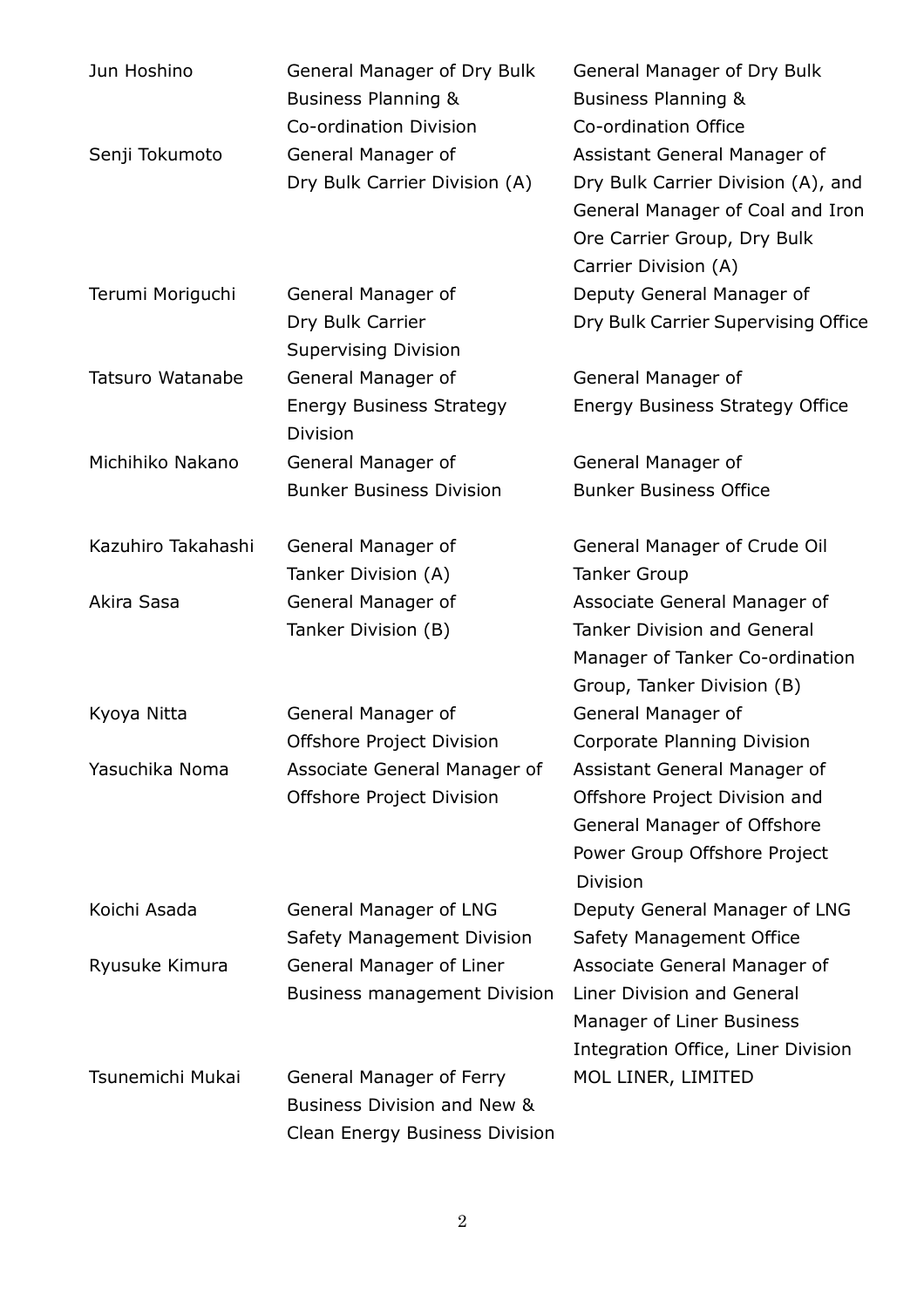| | | |
|---|---|---|
| Jun Hoshino | General Manager of Dry Bulk Business Planning & Co-ordination Division | General Manager of Dry Bulk Business Planning & Co-ordination Office |
| Senji Tokumoto | General Manager of Dry Bulk Carrier Division (A) | Assistant General Manager of Dry Bulk Carrier Division (A), and General Manager of Coal and Iron Ore Carrier Group, Dry Bulk Carrier Division (A) |
| Terumi Moriguchi | General Manager of Dry Bulk Carrier Supervising Division | Deputy General Manager of Dry Bulk Carrier Supervising Office |
| Tatsuro Watanabe | General Manager of Energy Business Strategy Division | General Manager of Energy Business Strategy Office |
| Michihiko Nakano | General Manager of Bunker Business Division | General Manager of Bunker Business Office |
| Kazuhiro Takahashi | General Manager of Tanker Division (A) | General Manager of Crude Oil Tanker Group |
| Akira Sasa | General Manager of Tanker Division (B) | Associate General Manager of Tanker Division and General Manager of Tanker Co-ordination Group, Tanker Division (B) |
| Kyoya Nitta | General Manager of Offshore Project Division | General Manager of Corporate Planning Division |
| Yasuchika Noma | Associate General Manager of Offshore Project Division | Assistant General Manager of Offshore Project Division and General Manager of Offshore Power Group Offshore Project Division |
| Koichi Asada | General Manager of LNG Safety Management Division | Deputy General Manager of LNG Safety Management Office |
| Ryusuke Kimura | General Manager of Liner Business management Division | Associate General Manager of Liner Division and General Manager of Liner Business Integration Office, Liner Division |
| Tsunemichi Mukai | General Manager of Ferry Business Division and New & Clean Energy Business Division | MOL LINER, LIMITED |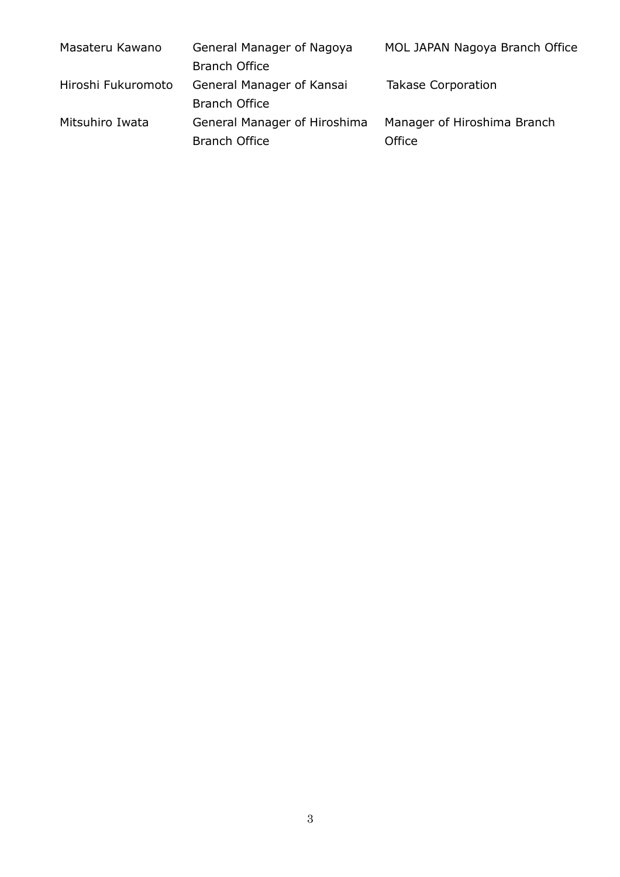| | | |
|---|---|---|
| Masateru Kawano | General Manager of Nagoya Branch Office | MOL JAPAN Nagoya Branch Office |
| Hiroshi Fukuromoto | General Manager of Kansai Branch Office | Takase Corporation |
| Mitsuhiro Iwata | General Manager of Hiroshima Branch Office | Manager of Hiroshima Branch Office |